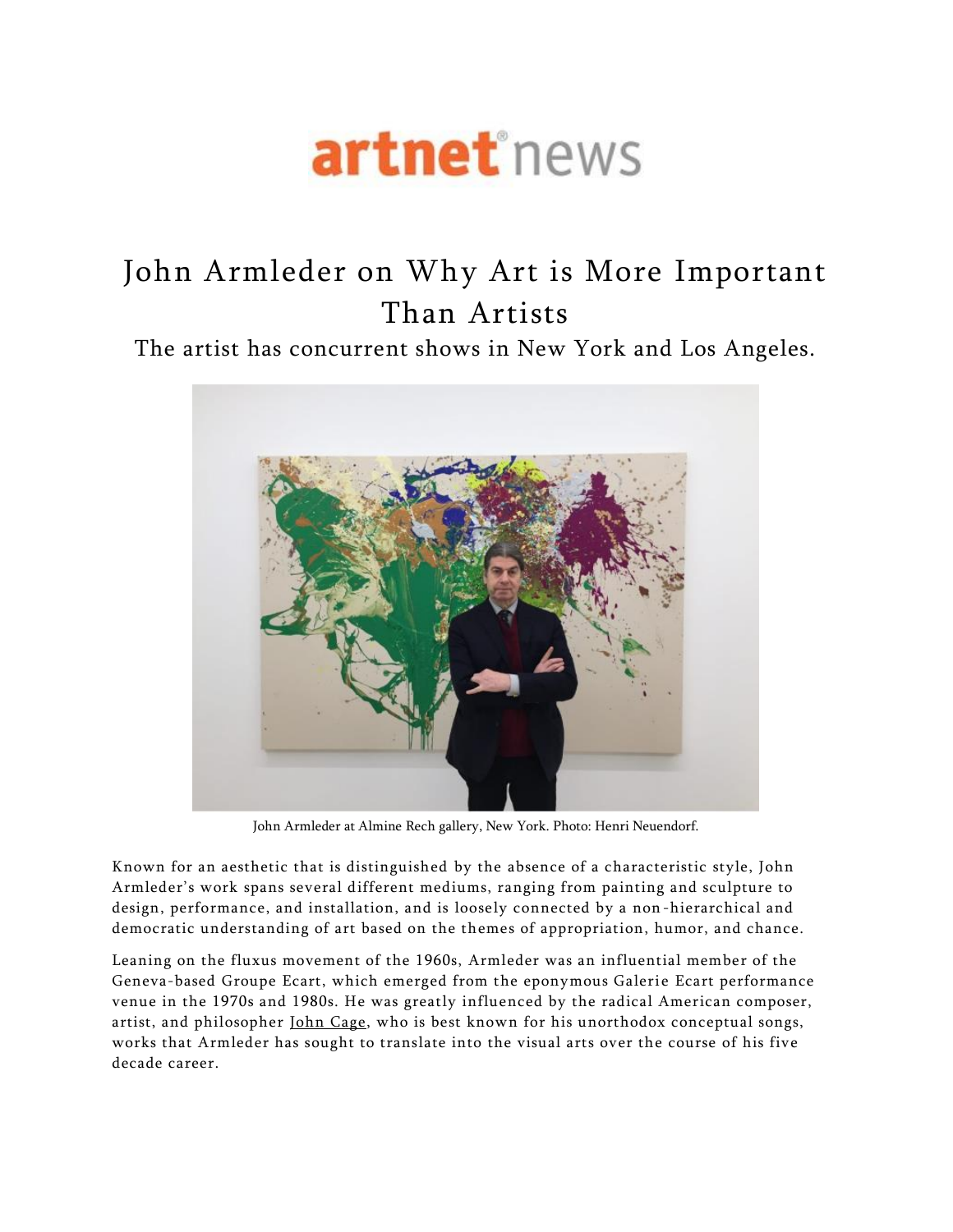artnet news

# John Armleder on Why Art is More Important Than Artists

The artist has concurrent shows in New York and Los Angeles.

John Armleder at Almine Rech gallery, New York. Photo: Henri Neuendorf.

Known for an aesthetic that is distinguished by the absence of a characteristic style, John Armleder's work spans several different mediums, ranging from painting and sculpture to design, performance, and installation, and is loosely connected by a non-hierarchical and democratic understanding of art based on the themes of appropriation, humor, and chance.

Leaning on the fluxus movement of the 1960s, Armleder was an influential member of the Geneva-based Groupe Ecart, which emerged from the eponymous Galerie Ecart performance venue in the 1970s and 1980s. He was greatly influenced by the radical American composer, artist, and philosopher John Cage, who is best known for his unorthodox conceptual songs, works that Armleder has sought to translate into the visual arts over the course of his five decade career.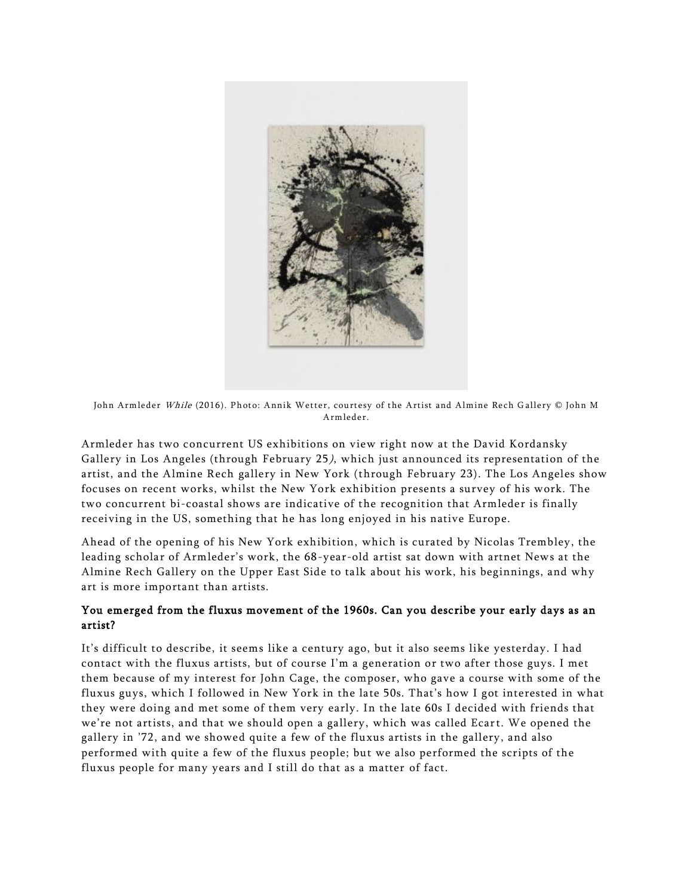John Armleder *While* (2016). Photo: Annik Wetter, courtesy of the Artist and Almine Rech Gallery © John M Armleder.

Armleder has two concurrent US exhibitions on view right now at the David Kordansky Gallery in Los Angeles (through February 25*)*, which just announced its representation of the artist, and the Almine Rech gallery in New York (through February 23). The Los Angeles show focuses on recent works, whilst the New York exhibition presents a survey of his work. The two concurrent bi-coastal shows are indicative of the recognition that Armleder is finally receiving in the US, something that he has long enjoyed in his native Europe.

Ahead of the opening of his New York exhibition, which is curated by Nicolas Trembley, the leading scholar of Armleder's work, the 68-year-old artist sat down with artnet News at the Almine Rech Gallery on the Upper East Side to talk about his work, his beginnings, and why art is more important than artists.

**You emerged from the fluxus movement of the 1960s. Can you describe your early days as an artist?**

It's difficult to describe, it seems like a century ago, but it also seems like yesterday. I had contact with the fluxus artists, but of course I'm a generation or two after those guys. I met them because of my interest for John Cage, the composer, who gave a course with some of the fluxus guys, which I followed in New York in the late 50s. That's how I got interested in what they were doing and met some of them very early. In the late 60s I decided with friends that we're not artists, and that we should open a gallery, which was called Ecart. We opened the gallery in '72, and we showed quite a few of the fluxus artists in the gallery, and also performed with quite a few of the fluxus people; but we also performed the scripts of the fluxus people for many years and I still do that as a matter of fact.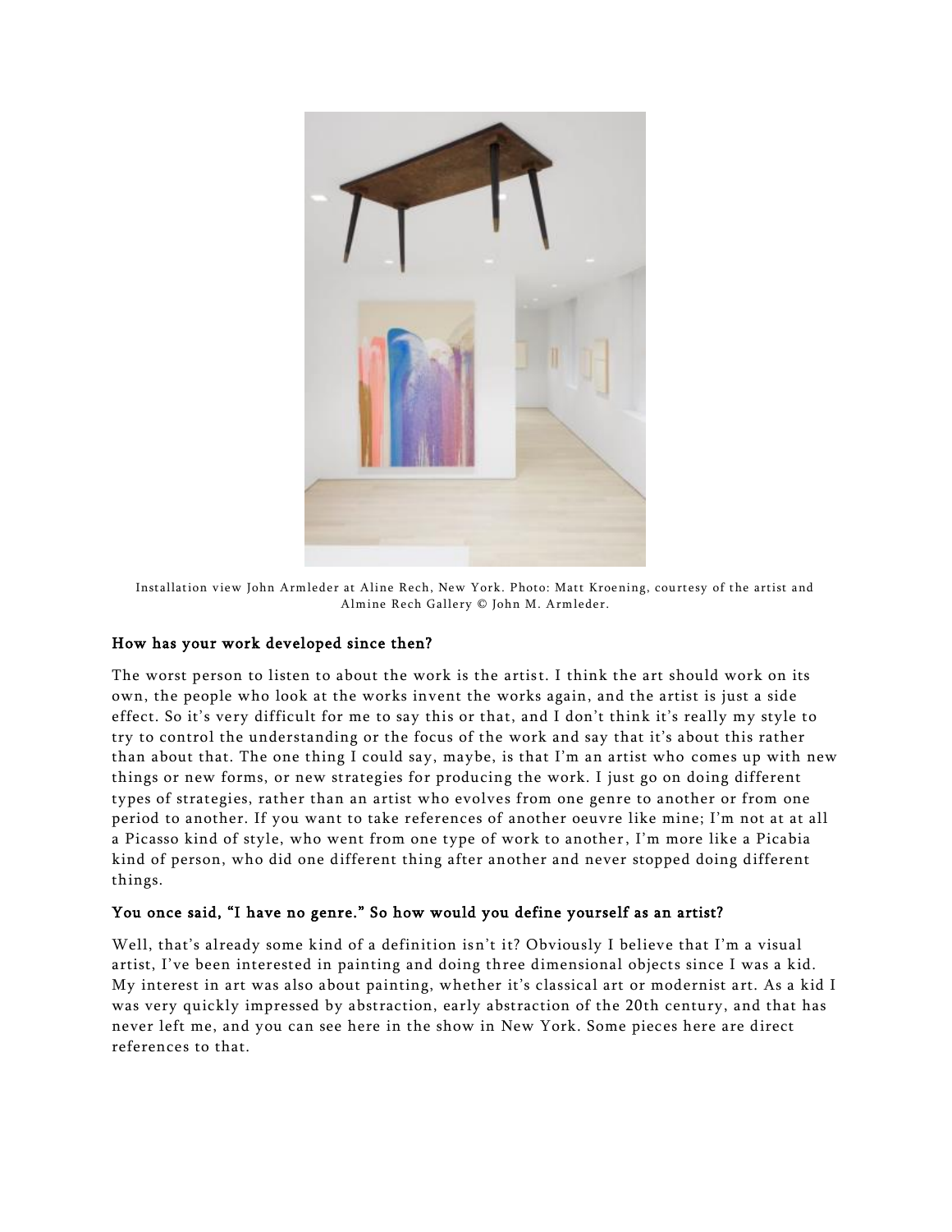Installation view John Armleder at Aline Rech, New York. Photo: Matt Kroening, courtesy of the artist and Almine Rech Gallery © John M. Armleder.

**How has your work developed since then?**

The worst person to listen to about the work is the artist. I think the art should work on its own, the people who look at the works invent the works again, and the artist is just a side effect. So it's very difficult for me to say this or that, and I don't think it's really my style to try to control the understanding or the focus of the work and say that it's about this rather than about that. The one thing I could say, maybe, is that I'm an artist who comes up with new things or new forms, or new strategies for producing the work. I just go on doing different types of strategies, rather than an artist who evolves from one genre to another or from one period to another. If you want to take references of another oeuvre like mine; I'm not at at all a Picasso kind of style, who went from one type of work to another, I'm more like a Picabia kind of person, who did one different thing after another and never stopped doing different things.

**You once said, "I have no genre." So how would you define yourself as an artist?**

Well, that's already some kind of a definition isn't it? Obviously I believe that I'm a visual artist, I've been interested in painting and doing three dimensional objects since I was a kid. My interest in art was also about painting, whether it's classical art or modernist art. As a kid I was very quickly impressed by abstraction, early abstraction of the 20th century, and that has never left me, and you can see here in the show in New York. Some pieces here are direct references to that.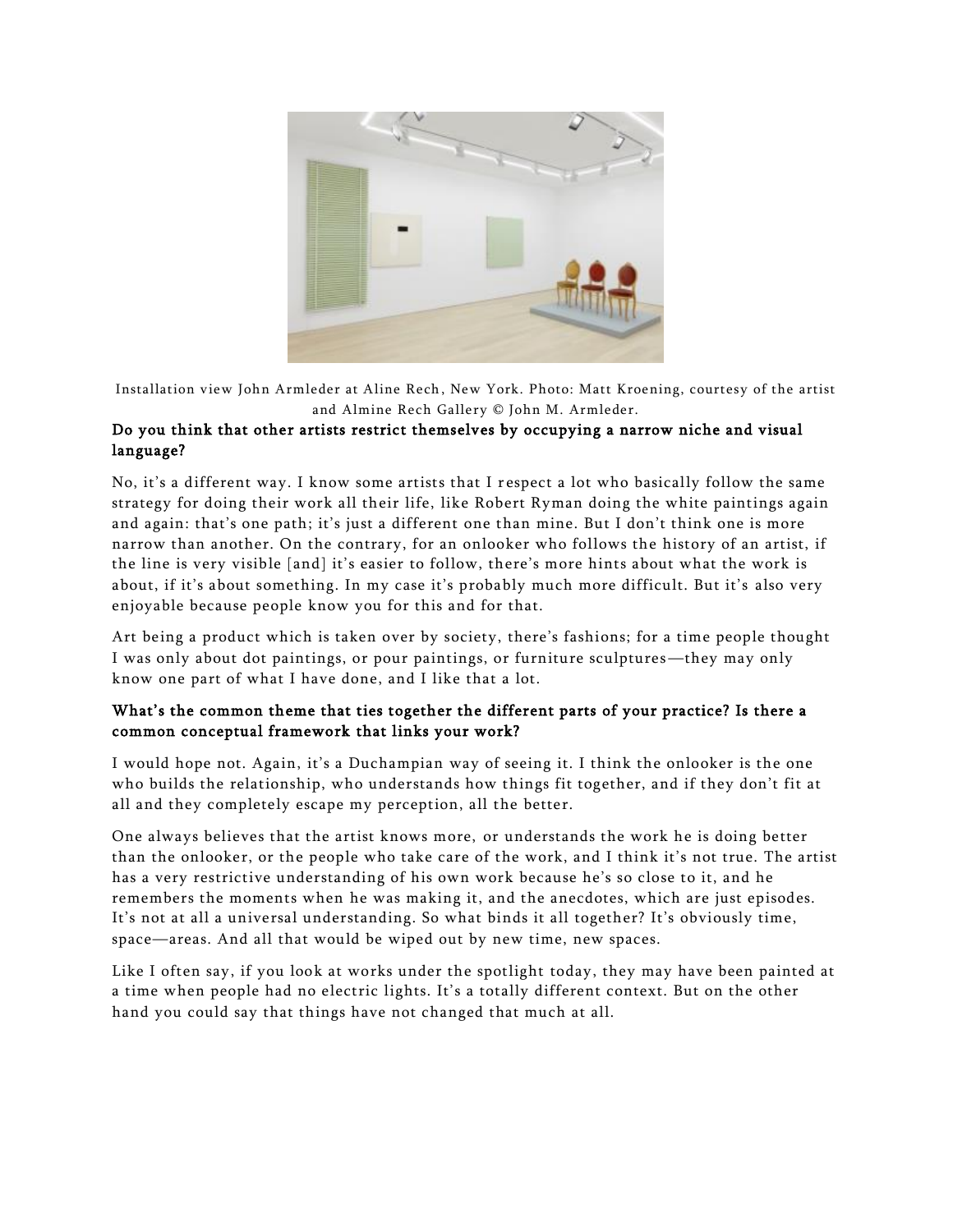Installation view John Armleder at Aline Rech, New York. Photo: Matt Kroening, courtesy of the artist and Almine Rech Gallery © John M. Armleder.

**Do you think that other artists restrict themselves by occupying a narrow niche and visual language?**

No, it's a different way. I know some artists that I respect a lot who basically follow the same strategy for doing their work all their life, like Robert Ryman doing the white paintings again and again: that's one path; it's just a different one than mine. But I don't think one is more narrow than another. On the contrary, for an onlooker who follows the history of an artist, if the line is very visible [and] it's easier to follow, there's more hints about what the work is about, if it's about something. In my case it's probably much more difficult. But it's also very enjoyable because people know you for this and for that.

Art being a product which is taken over by society, there's fashions; for a time people thought I was only about dot paintings, or pour paintings, or furniture sculptures—they may only know one part of what I have done, and I like that a lot.

**What's the common theme that ties together the different parts of your practice? Is there a common conceptual framework that links your work?**

I would hope not. Again, it's a Duchampian way of seeing it. I think the onlooker is the one who builds the relationship, who understands how things fit together, and if they don't fit at all and they completely escape my perception, all the better.

One always believes that the artist knows more, or understands the work he is doing better than the onlooker, or the people who take care of the work, and I think it's not true. The artist has a very restrictive understanding of his own work because he's so close to it, and he remembers the moments when he was making it, and the anecdotes, which are just episodes. It's not at all a universal understanding. So what binds it all together? It's obviously time, space—areas. And all that would be wiped out by new time, new spaces.

Like I often say, if you look at works under the spotlight today, they may have been painted at a time when people had no electric lights. It's a totally different context. But on the other hand you could say that things have not changed that much at all.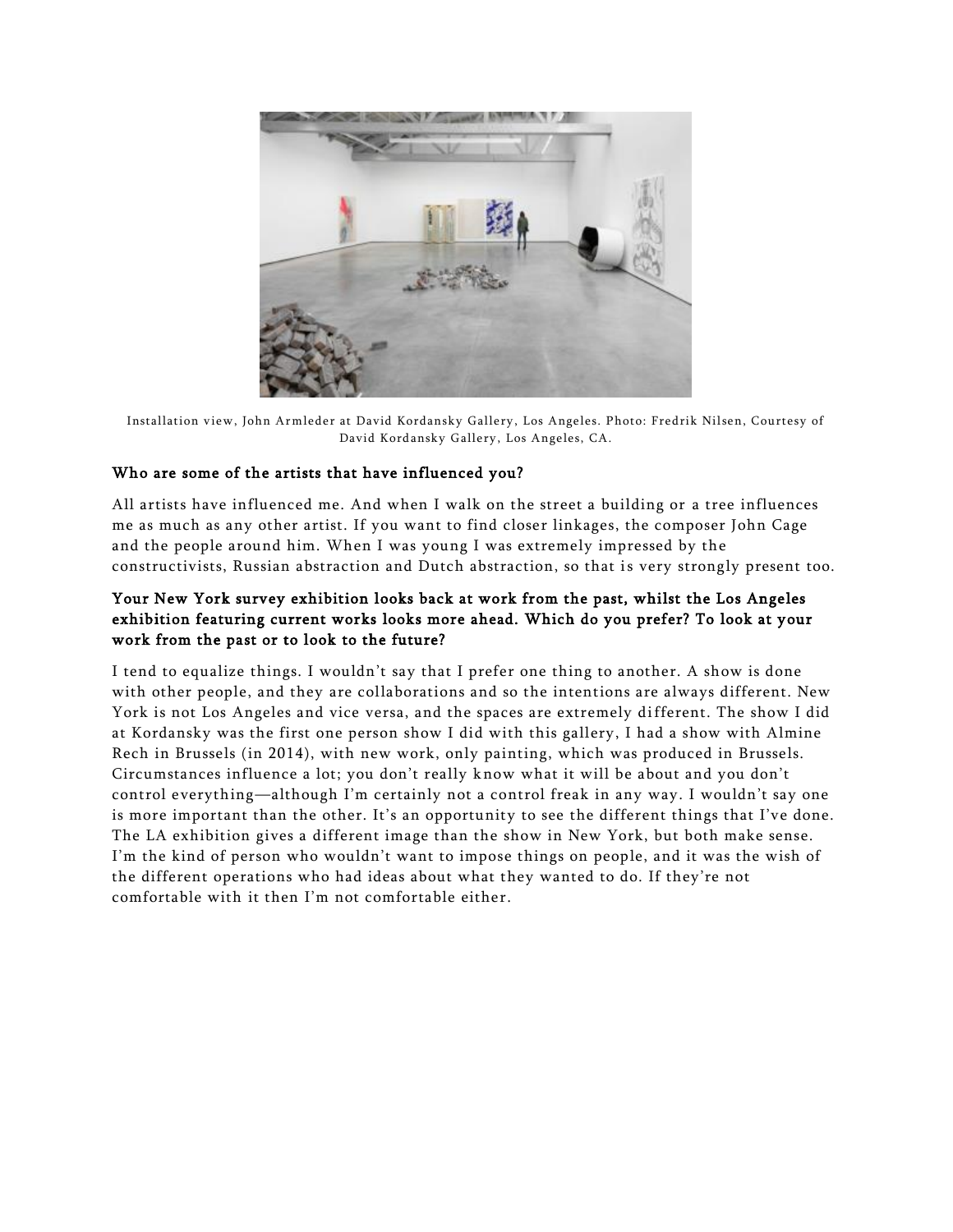Installation view, John Armleder at David Kordansky Gallery, Los Angeles. Photo: Fredrik Nilsen, Courtesy of David Kordansky Gallery, Los Angeles, CA.

**Who are some of the artists that have influenced you?**

All artists have influenced me. And when I walk on the street a building or a tree influences me as much as any other artist. If you want to find closer linkages, the composer John Cage and the people around him. When I was young I was extremely impressed by the constructivists, Russian abstraction and Dutch abstraction, so that is very strongly present too.

**Your New York survey exhibition looks back at work from the past, whilst the Los Angeles exhibition featuring current works looks more ahead. Which do you prefer? To look at your work from the past or to look to the future?**

I tend to equalize things. I wouldn't say that I prefer one thing to another. A show is done with other people, and they are collaborations and so the intentions are always different. New York is not Los Angeles and vice versa, and the spaces are extremely different. The show I did at Kordansky was the first one person show I did with this gallery, I had a show with Almine Rech in Brussels (in 2014), with new work, only painting, which was produced in Brussels. Circumstances influence a lot; you don't really know what it will be about and you don't control everything—although I'm certainly not a control freak in any way. I wouldn't say one is more important than the other. It's an opportunity to see the different things that I've done. The LA exhibition gives a different image than the show in New York, but both make sense. I'm the kind of person who wouldn't want to impose things on people, and it was the wish of the different operations who had ideas about what they wanted to do. If they're not comfortable with it then I'm not comfortable either.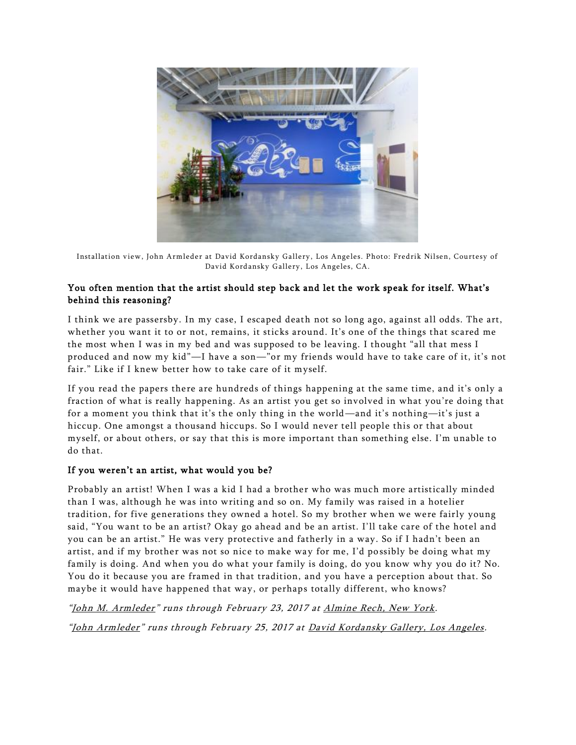Installation view, John Armleder at David Kordansky Gallery, Los Angeles. Photo: Fredrik Nilsen, Courtesy of David Kordansky Gallery, Los Angeles, CA.

**You often mention that the artist should step back and let the work speak for itself. What's behind this reasoning?**

I think we are passersby. In my case, I escaped death not so long ago, against all odds. The art, whether you want it to or not, remains, it sticks around. It's one of the things that scared me the most when I was in my bed and was supposed to be leaving. I thought "all that mess I produced and now my kid"—I have a son—"or my friends would have to take care of it, it's not fair." Like if I knew better how to take care of it myself.

If you read the papers there are hundreds of things happening at the same time, and it's only a fraction of what is really happening. As an artist you get so involved in what you're doing that for a moment you think that it's the only thing in the world—and it's nothing—it's just a hiccup. One amongst a thousand hiccups. So I would never tell people this or that about myself, or about others, or say that this is more important than something else. I'm unable to do that.

**If you weren't an artist, what would you be?**

Probably an artist! When I was a kid I had a brother who was much more artistically minded than I was, although he was into writing and so on. My family was raised in a hotelier tradition, for five generations they owned a hotel. So my brother when we were fairly young said, "You want to be an artist? Okay go ahead and be an artist. I'll take care of the hotel and you can be an artist." He was very protective and fatherly in a way. So if I hadn't been an artist, and if my brother was not so nice to make way for me, I'd possibly be doing what my family is doing. And when you do what your family is doing, do you know why you do it? No. You do it because you are framed in that tradition, and you have a perception about that. So maybe it would have happened that way, or perhaps totally different, who knows?

*"John M. Armleder" runs through February 23, 2017 at Almine Rech, New York.*

*"John Armleder" runs through February 25, 2017 at David Kordansky Gallery, Los Angeles.*